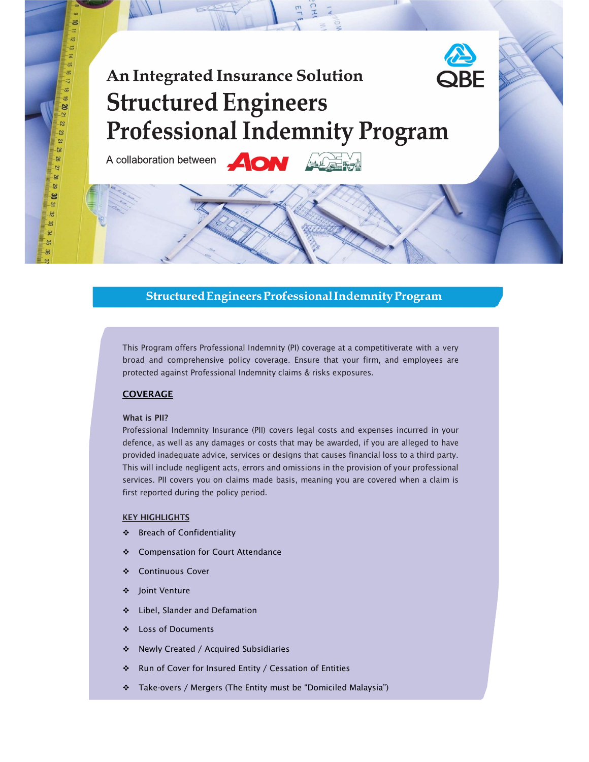An Integrated Insurance Solution

# Structured Engineers Professional Indemnity Program

A collaboration between AON ACEM

QBE

## Structured Engineers Professional Indemnity Program

This Program offers Professional Indemnity (PI) coverage at a competitiverate with a very broad and comprehensive policy coverage. Ensure that your firm, and employees are protected against Professional Indemnity claims & risks exposures.

### COVERAGE

**What is PII?**

Professional Indemnity Insurance (PII) covers legal costs and expenses incurred in your defence, as well as any damages or costs that may be awarded, if you are alleged to have provided inadequate advice, services or designs that causes financial loss to a third party. This will include negligent acts, errors and omissions in the provision of your professional services. PII covers you on claims made basis, meaning you are covered when a claim is first reported during the policy period.

### KEY HIGHLIGHTS

- Breach of Confidentiality
- Compensation for Court Attendance
- Continuous Cover
- Joint Venture
- Libel, Slander and Defamation
- Loss of Documents
- Newly Created / Acquired Subsidiaries
- Run of Cover for Insured Entity / Cessation of Entities
- Take-overs / Mergers (The Entity must be "Domiciled Malaysia")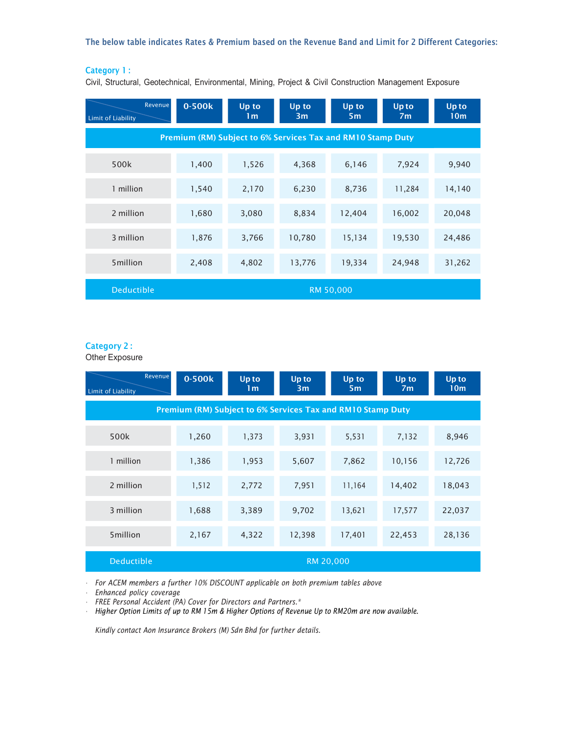**The below table indicates Rates & Premium based on the Revenue Band and Limit for 2 Different Categories:**

**Category 1 :**

Civil, Structural, Geotechnical, Environmental, Mining, Project & Civil Construction Management Exposure

| Limit of Liability / Revenue | 0-500k | Up to 1m | Up to 3m | Up to 5m | Up to 7m | Up to 10m |
|---|---|---|---|---|---|---|
| **Premium (RM) Subject to 6% Services Tax and RM10 Stamp Duty** | | | | | | |
| 500k | 1,400 | 1,526 | 4,368 | 6,146 | 7,924 | 9,940 |
| 1 million | 1,540 | 2,170 | 6,230 | 8,736 | 11,284 | 14,140 |
| 2 million | 1,680 | 3,080 | 8,834 | 12,404 | 16,002 | 20,048 |
| 3 million | 1,876 | 3,766 | 10,780 | 15,134 | 19,530 | 24,486 |
| 5million | 2,408 | 4,802 | 13,776 | 19,334 | 24,948 | 31,262 |
| Deductible | RM 50,000 | | | | | |

**Category 2 :**

Other Exposure

| Limit of Liability / Revenue | 0-500k | Up to 1m | Up to 3m | Up to 5m | Up to 7m | Up to 10m |
|---|---|---|---|---|---|---|
| **Premium (RM) Subject to 6% Services Tax and RM10 Stamp Duty** | | | | | | |
| 500k | 1,260 | 1,373 | 3,931 | 5,531 | 7,132 | 8,946 |
| 1 million | 1,386 | 1,953 | 5,607 | 7,862 | 10,156 | 12,726 |
| 2 million | 1,512 | 2,772 | 7,951 | 11,164 | 14,402 | 18,043 |
| 3 million | 1,688 | 3,389 | 9,702 | 13,621 | 17,577 | 22,037 |
| 5million | 2,167 | 4,322 | 12,398 | 17,401 | 22,453 | 28,136 |
| Deductible | RM 20,000 | | | | | |

- *For ACEM members a further 10% DISCOUNT applicable on both premium tables above*
- *Enhanced policy coverage*
- *FREE Personal Accident (PA) Cover for Directors and Partners.**
- *Higher Option Limits of up to RM 15m & Higher Options of Revenue Up to RM20m are now available.*

*Kindly contact Aon Insurance Brokers (M) Sdn Bhd for further details.*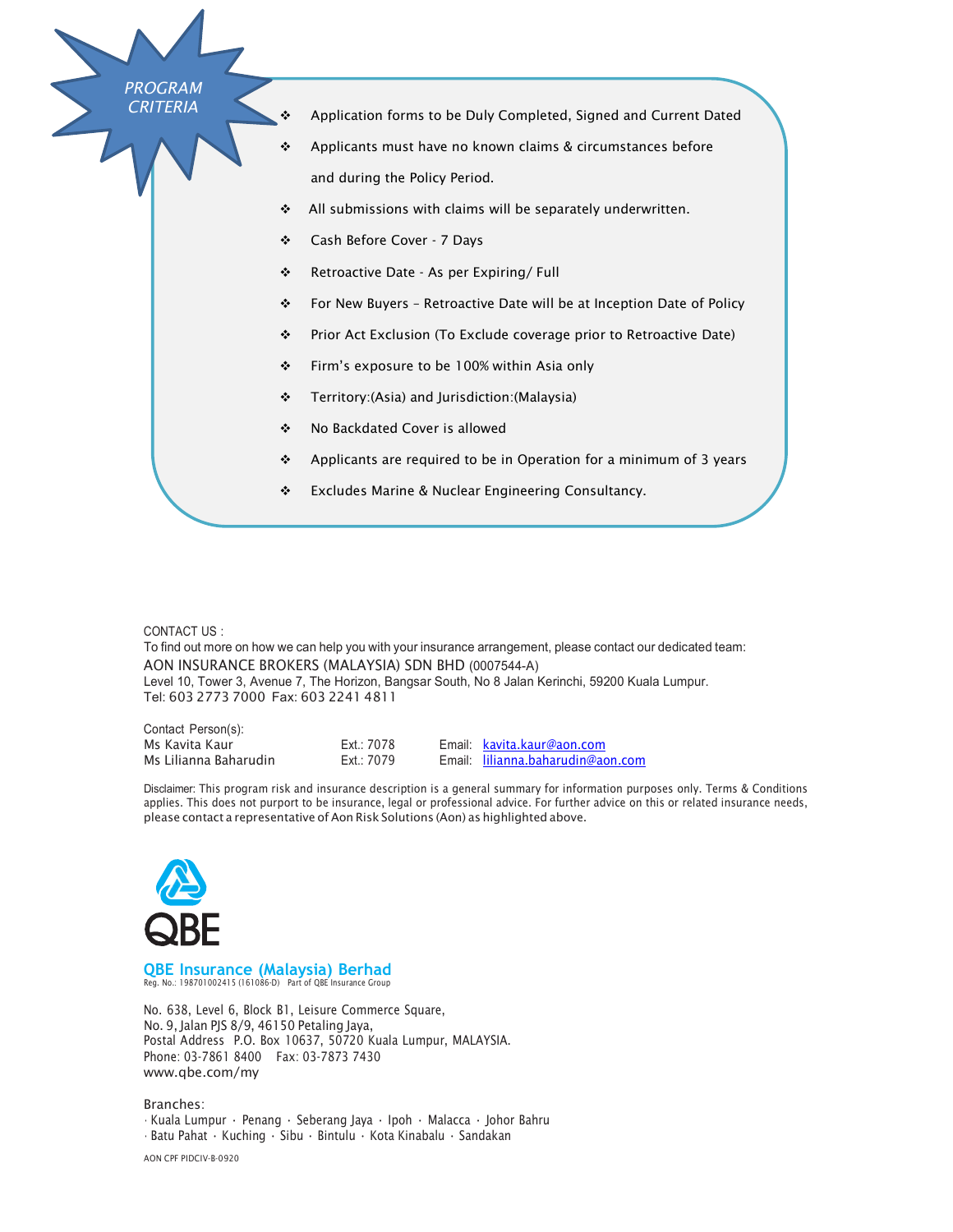*PROGRAM CRITERIA*

- Application forms to be Duly Completed, Signed and Current Dated
- Applicants must have no known claims & circumstances before and during the Policy Period.
- All submissions with claims will be separately underwritten.
- Cash Before Cover - 7 Days
- Retroactive Date - As per Expiring/ Full
- For New Buyers – Retroactive Date will be at Inception Date of Policy
- Prior Act Exclusion (To Exclude coverage prior to Retroactive Date)
- Firm's exposure to be 100% within Asia only
- Territory:(Asia) and Jurisdiction:(Malaysia)
- No Backdated Cover is allowed
- Applicants are required to be in Operation for a minimum of 3 years
- Excludes Marine & Nuclear Engineering Consultancy.

CONTACT US :
To find out more on how we can help you with your insurance arrangement, please contact our dedicated team:
AON INSURANCE BROKERS (MALAYSIA) SDN BHD (0007544-A)
Level 10, Tower 3, Avenue 7, The Horizon, Bangsar South, No 8 Jalan Kerinchi, 59200 Kuala Lumpur.
Tel: 603 2773 7000 Fax: 603 2241 4811

Contact Person(s):

| | | |
|---|---|---|
| Ms Kavita Kaur | Ext.: 7078 | Email: kavita.kaur@aon.com |
| Ms Lilianna Baharudin | Ext.: 7079 | Email: lilianna.baharudin@aon.com |

Disclaimer: This program risk and insurance description is a general summary for information purposes only. Terms & Conditions applies. This does not purport to be insurance, legal or professional advice. For further advice on this or related insurance needs, please contact a representative of Aon Risk Solutions (Aon) as highlighted above.

QBE

**QBE Insurance (Malaysia) Berhad**
Reg. No.: 198701002415 (161086-D) Part of QBE Insurance Group

No. 638, Level 6, Block B1, Leisure Commerce Square,
No. 9, Jalan PJS 8/9, 46150 Petaling Jaya,
Postal Address P.O. Box 10637, 50720 Kuala Lumpur, MALAYSIA.
Phone: 03-7861 8400 Fax: 03-7873 7430
www.qbe.com/my

Branches:
· Kuala Lumpur · Penang · Seberang Jaya · Ipoh · Malacca · Johor Bahru
· Batu Pahat · Kuching · Sibu · Bintulu · Kota Kinabalu · Sandakan

AON CPF PIDCIV-B-0920